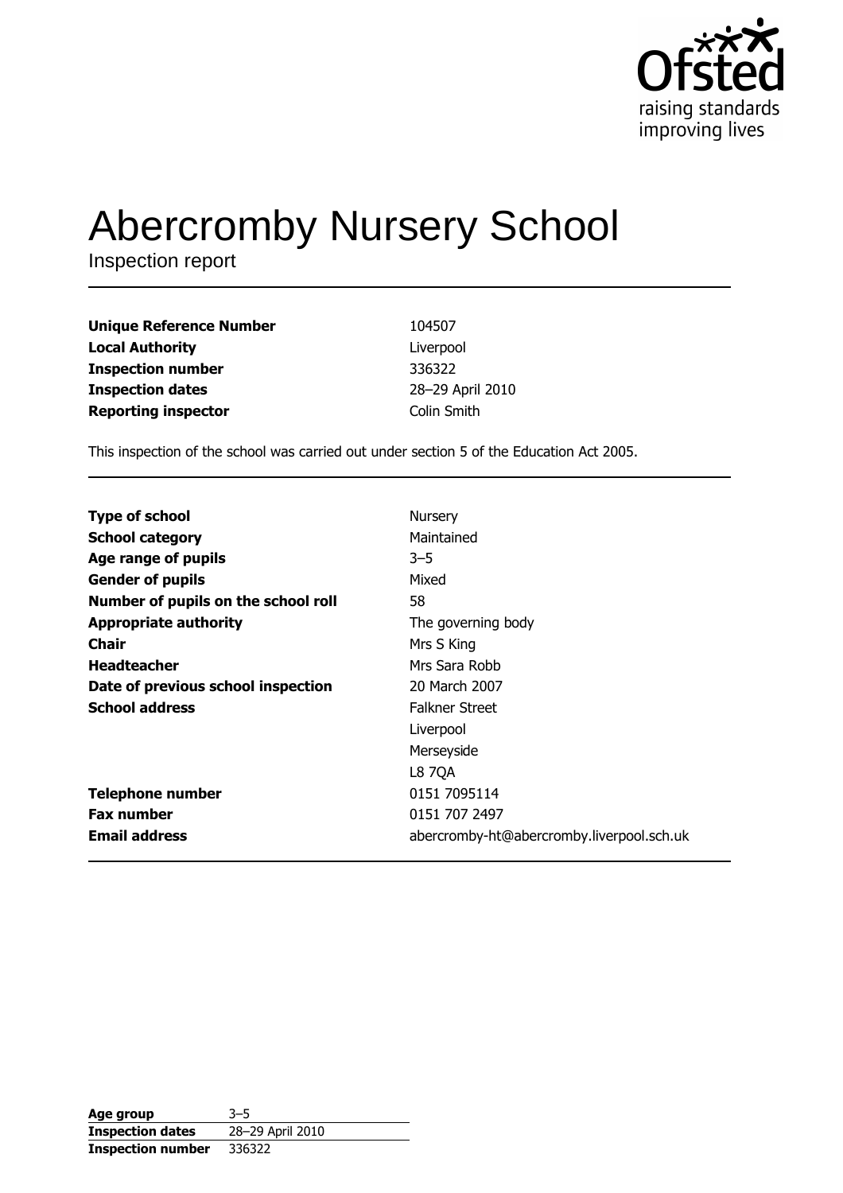Ofsted
raising standards
improving lives

# Abercromby Nursery School

Inspection report

| | |
|---|---|
| **Unique Reference Number** | 104507 |
| **Local Authority** | Liverpool |
| **Inspection number** | 336322 |
| **Inspection dates** | 28–29 April 2010 |
| **Reporting inspector** | Colin Smith |

This inspection of the school was carried out under section 5 of the Education Act 2005.

| | |
|---|---|
| **Type of school** | Nursery |
| **School category** | Maintained |
| **Age range of pupils** | 3–5 |
| **Gender of pupils** | Mixed |
| **Number of pupils on the school roll** | 58 |
| **Appropriate authority** | The governing body |
| **Chair** | Mrs S King |
| **Headteacher** | Mrs Sara Robb |
| **Date of previous school inspection** | 20 March 2007 |
| **School address** | Falkner Street<br>Liverpool<br>Merseyside<br>L8 7QA |
| **Telephone number** | 0151 7095114 |
| **Fax number** | 0151 707 2497 |
| **Email address** | abercromby-ht@abercromby.liverpool.sch.uk |

| | |
|---|---|
| **Age group** | 3–5 |
| **Inspection dates** | 28–29 April 2010 |
| **Inspection number** | 336322 |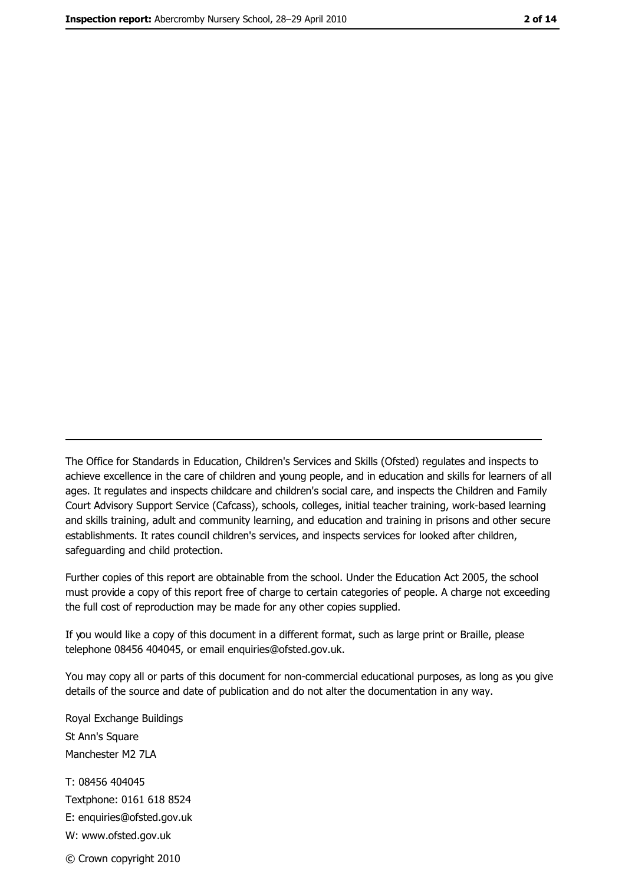The Office for Standards in Education, Children's Services and Skills (Ofsted) regulates and inspects to achieve excellence in the care of children and young people, and in education and skills for learners of all ages. It regulates and inspects childcare and children's social care, and inspects the Children and Family Court Advisory Support Service (Cafcass), schools, colleges, initial teacher training, work-based learning and skills training, adult and community learning, and education and training in prisons and other secure establishments. It rates council children's services, and inspects services for looked after children, safeguarding and child protection.

Further copies of this report are obtainable from the school. Under the Education Act 2005, the school must provide a copy of this report free of charge to certain categories of people. A charge not exceeding the full cost of reproduction may be made for any other copies supplied.

If you would like a copy of this document in a different format, such as large print or Braille, please telephone 08456 404045, or email enquiries@ofsted.gov.uk.

You may copy all or parts of this document for non-commercial educational purposes, as long as you give details of the source and date of publication and do not alter the documentation in any way.

Royal Exchange Buildings
St Ann's Square
Manchester M2 7LA

T: 08456 404045
Textphone: 0161 618 8524
E: enquiries@ofsted.gov.uk
W: www.ofsted.gov.uk

© Crown copyright 2010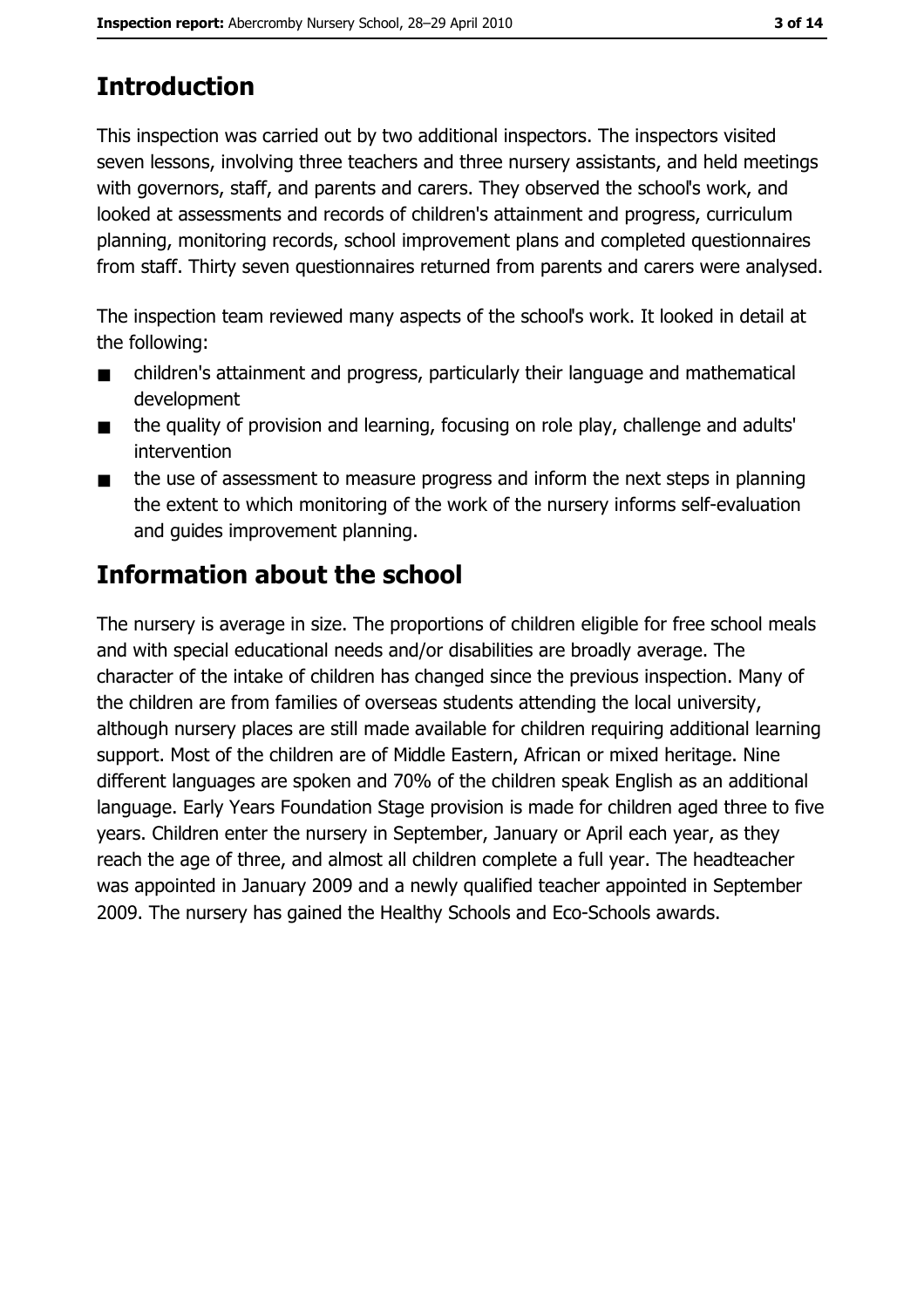## Introduction

This inspection was carried out by two additional inspectors. The inspectors visited seven lessons, involving three teachers and three nursery assistants, and held meetings with governors, staff, and parents and carers. They observed the school's work, and looked at assessments and records of children's attainment and progress, curriculum planning, monitoring records, school improvement plans and completed questionnaires from staff. Thirty seven questionnaires returned from parents and carers were analysed.

The inspection team reviewed many aspects of the school's work. It looked in detail at the following:

- children's attainment and progress, particularly their language and mathematical development
- the quality of provision and learning, focusing on role play, challenge and adults' intervention
- the use of assessment to measure progress and inform the next steps in planning the extent to which monitoring of the work of the nursery informs self-evaluation and guides improvement planning.

## Information about the school

The nursery is average in size. The proportions of children eligible for free school meals and with special educational needs and/or disabilities are broadly average. The character of the intake of children has changed since the previous inspection. Many of the children are from families of overseas students attending the local university, although nursery places are still made available for children requiring additional learning support. Most of the children are of Middle Eastern, African or mixed heritage. Nine different languages are spoken and 70% of the children speak English as an additional language. Early Years Foundation Stage provision is made for children aged three to five years. Children enter the nursery in September, January or April each year, as they reach the age of three, and almost all children complete a full year. The headteacher was appointed in January 2009 and a newly qualified teacher appointed in September 2009. The nursery has gained the Healthy Schools and Eco-Schools awards.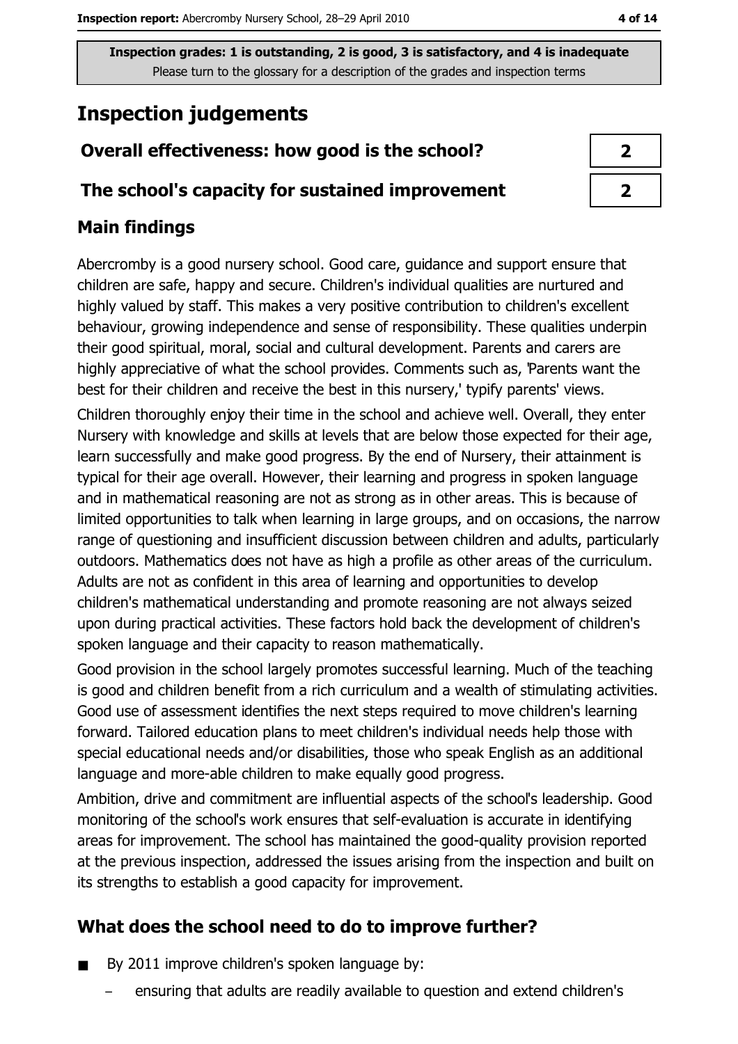Inspection grades: 1 is outstanding, 2 is good, 3 is satisfactory, and 4 is inadequate
Please turn to the glossary for a description of the grades and inspection terms

# Inspection judgements

| | |
|---|---|
| **Overall effectiveness: how good is the school?** | **2** |
| **The school's capacity for sustained improvement** | **2** |

## Main findings

Abercromby is a good nursery school. Good care, guidance and support ensure that children are safe, happy and secure. Children's individual qualities are nurtured and highly valued by staff. This makes a very positive contribution to children's excellent behaviour, growing independence and sense of responsibility. These qualities underpin their good spiritual, moral, social and cultural development. Parents and carers are highly appreciative of what the school provides. Comments such as, 'Parents want the best for their children and receive the best in this nursery,' typify parents' views.

Children thoroughly enjoy their time in the school and achieve well. Overall, they enter Nursery with knowledge and skills at levels that are below those expected for their age, learn successfully and make good progress. By the end of Nursery, their attainment is typical for their age overall. However, their learning and progress in spoken language and in mathematical reasoning are not as strong as in other areas. This is because of limited opportunities to talk when learning in large groups, and on occasions, the narrow range of questioning and insufficient discussion between children and adults, particularly outdoors. Mathematics does not have as high a profile as other areas of the curriculum. Adults are not as confident in this area of learning and opportunities to develop children's mathematical understanding and promote reasoning are not always seized upon during practical activities. These factors hold back the development of children's spoken language and their capacity to reason mathematically.

Good provision in the school largely promotes successful learning. Much of the teaching is good and children benefit from a rich curriculum and a wealth of stimulating activities. Good use of assessment identifies the next steps required to move children's learning forward. Tailored education plans to meet children's individual needs help those with special educational needs and/or disabilities, those who speak English as an additional language and more-able children to make equally good progress.

Ambition, drive and commitment are influential aspects of the school's leadership. Good monitoring of the school's work ensures that self-evaluation is accurate in identifying areas for improvement. The school has maintained the good-quality provision reported at the previous inspection, addressed the issues arising from the inspection and built on its strengths to establish a good capacity for improvement.

## What does the school need to do to improve further?

- By 2011 improve children's spoken language by:
  - ensuring that adults are readily available to question and extend children's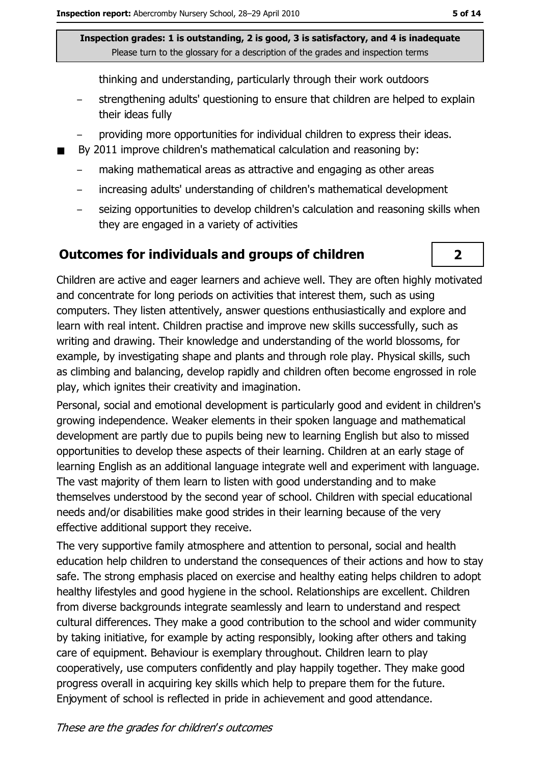thinking and understanding, particularly through their work outdoors

  - strengthening adults' questioning to ensure that children are helped to explain their ideas fully
  - providing more opportunities for individual children to express their ideas.
- By 2011 improve children's mathematical calculation and reasoning by:
  - making mathematical areas as attractive and engaging as other areas
  - increasing adults' understanding of children's mathematical development
  - seizing opportunities to develop children's calculation and reasoning skills when they are engaged in a variety of activities

## Outcomes for individuals and groups of children

**2**

Children are active and eager learners and achieve well. They are often highly motivated and concentrate for long periods on activities that interest them, such as using computers. They listen attentively, answer questions enthusiastically and explore and learn with real intent. Children practise and improve new skills successfully, such as writing and drawing. Their knowledge and understanding of the world blossoms, for example, by investigating shape and plants and through role play. Physical skills, such as climbing and balancing, develop rapidly and children often become engrossed in role play, which ignites their creativity and imagination.

Personal, social and emotional development is particularly good and evident in children's growing independence. Weaker elements in their spoken language and mathematical development are partly due to pupils being new to learning English but also to missed opportunities to develop these aspects of their learning. Children at an early stage of learning English as an additional language integrate well and experiment with language. The vast majority of them learn to listen with good understanding and to make themselves understood by the second year of school. Children with special educational needs and/or disabilities make good strides in their learning because of the very effective additional support they receive.

The very supportive family atmosphere and attention to personal, social and health education help children to understand the consequences of their actions and how to stay safe. The strong emphasis placed on exercise and healthy eating helps children to adopt healthy lifestyles and good hygiene in the school. Relationships are excellent. Children from diverse backgrounds integrate seamlessly and learn to understand and respect cultural differences. They make a good contribution to the school and wider community by taking initiative, for example by acting responsibly, looking after others and taking care of equipment. Behaviour is exemplary throughout. Children learn to play cooperatively, use computers confidently and play happily together. They make good progress overall in acquiring key skills which help to prepare them for the future. Enjoyment of school is reflected in pride in achievement and good attendance.

*These are the grades for children's outcomes*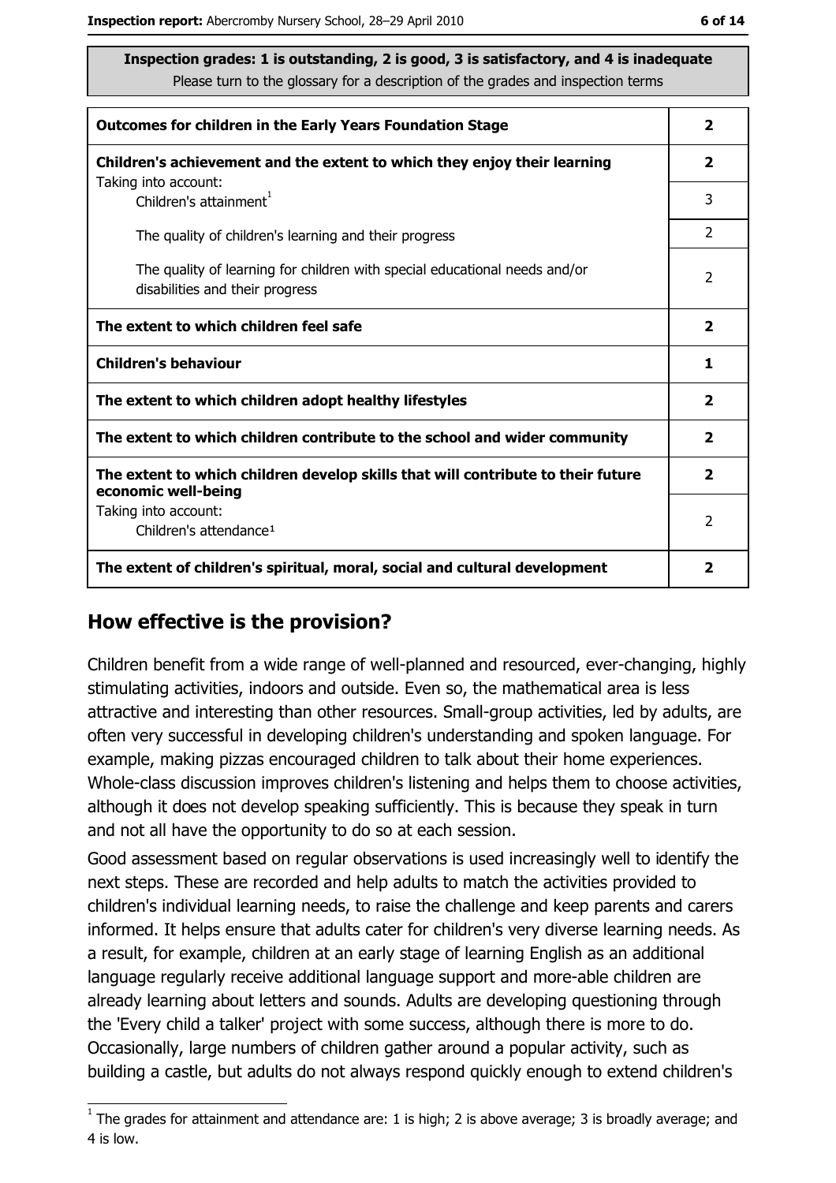**Inspection grades: 1 is outstanding, 2 is good, 3 is satisfactory, and 4 is inadequate**
Please turn to the glossary for a description of the grades and inspection terms

| | |
|---|---|
| **Outcomes for children in the Early Years Foundation Stage** | **2** |
| **Children's achievement and the extent to which they enjoy their learning**<br>Taking into account: | **2** |
| Children's attainment[1] | 3 |
| The quality of children's learning and their progress | 2 |
| The quality of learning for children with special educational needs and/or disabilities and their progress | 2 |
| **The extent to which children feel safe** | **2** |
| **Children's behaviour** | **1** |
| **The extent to which children adopt healthy lifestyles** | **2** |
| **The extent to which children contribute to the school and wider community** | **2** |
| **The extent to which children develop skills that will contribute to their future economic well-being**<br>Taking into account: | **2** |
| Children's attendance[1] | 2 |
| **The extent of children's spiritual, moral, social and cultural development** | **2** |

## How effective is the provision?

Children benefit from a wide range of well-planned and resourced, ever-changing, highly stimulating activities, indoors and outside. Even so, the mathematical area is less attractive and interesting than other resources. Small-group activities, led by adults, are often very successful in developing children's understanding and spoken language. For example, making pizzas encouraged children to talk about their home experiences. Whole-class discussion improves children's listening and helps them to choose activities, although it does not develop speaking sufficiently. This is because they speak in turn and not all have the opportunity to do so at each session.

Good assessment based on regular observations is used increasingly well to identify the next steps. These are recorded and help adults to match the activities provided to children's individual learning needs, to raise the challenge and keep parents and carers informed. It helps ensure that adults cater for children's very diverse learning needs. As a result, for example, children at an early stage of learning English as an additional language regularly receive additional language support and more-able children are already learning about letters and sounds. Adults are developing questioning through the 'Every child a talker' project with some success, although there is more to do. Occasionally, large numbers of children gather around a popular activity, such as building a castle, but adults do not always respond quickly enough to extend children's

[1] The grades for attainment and attendance are: 1 is high; 2 is above average; 3 is broadly average; and 4 is low.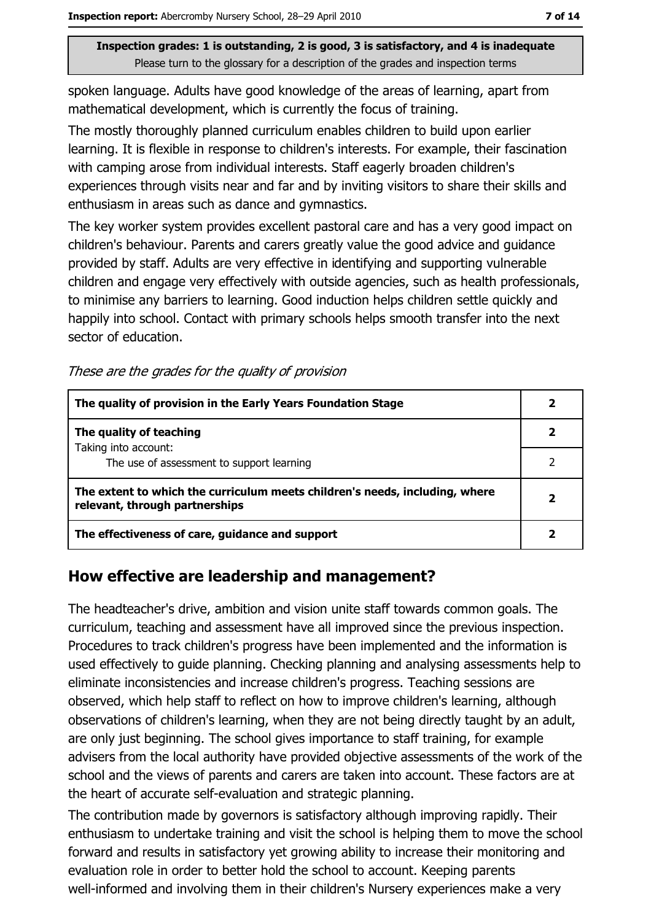Inspection grades: 1 is outstanding, 2 is good, 3 is satisfactory, and 4 is inadequate
Please turn to the glossary for a description of the grades and inspection terms

spoken language. Adults have good knowledge of the areas of learning, apart from mathematical development, which is currently the focus of training.

The mostly thoroughly planned curriculum enables children to build upon earlier learning. It is flexible in response to children's interests. For example, their fascination with camping arose from individual interests. Staff eagerly broaden children's experiences through visits near and far and by inviting visitors to share their skills and enthusiasm in areas such as dance and gymnastics.

The key worker system provides excellent pastoral care and has a very good impact on children's behaviour. Parents and carers greatly value the good advice and guidance provided by staff. Adults are very effective in identifying and supporting vulnerable children and engage very effectively with outside agencies, such as health professionals, to minimise any barriers to learning. Good induction helps children settle quickly and happily into school. Contact with primary schools helps smooth transfer into the next sector of education.

*These are the grades for the quality of provision*

| | |
|---|---|
| **The quality of provision in the Early Years Foundation Stage** | **2** |
| **The quality of teaching** | **2** |
| Taking into account: The use of assessment to support learning | 2 |
| **The extent to which the curriculum meets children's needs, including, where relevant, through partnerships** | **2** |
| **The effectiveness of care, guidance and support** | **2** |

## How effective are leadership and management?

The headteacher's drive, ambition and vision unite staff towards common goals. The curriculum, teaching and assessment have all improved since the previous inspection. Procedures to track children's progress have been implemented and the information is used effectively to guide planning. Checking planning and analysing assessments help to eliminate inconsistencies and increase children's progress. Teaching sessions are observed, which help staff to reflect on how to improve children's learning, although observations of children's learning, when they are not being directly taught by an adult, are only just beginning. The school gives importance to staff training, for example advisers from the local authority have provided objective assessments of the work of the school and the views of parents and carers are taken into account. These factors are at the heart of accurate self-evaluation and strategic planning.

The contribution made by governors is satisfactory although improving rapidly. Their enthusiasm to undertake training and visit the school is helping them to move the school forward and results in satisfactory yet growing ability to increase their monitoring and evaluation role in order to better hold the school to account. Keeping parents well-informed and involving them in their children's Nursery experiences make a very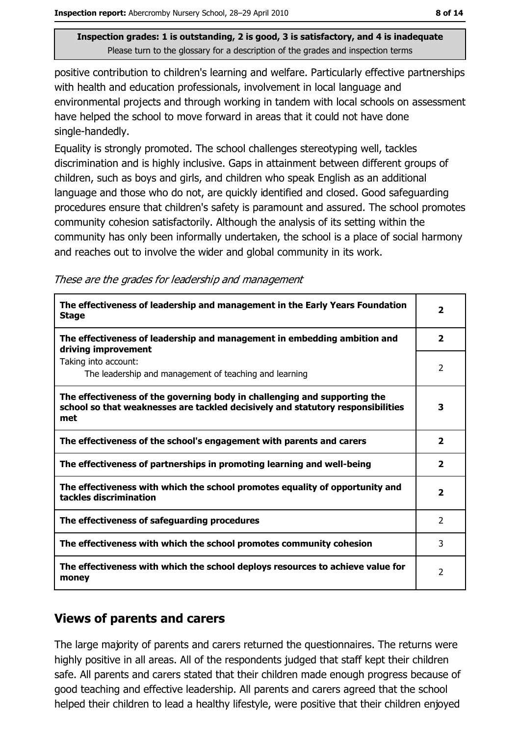**Inspection grades: 1 is outstanding, 2 is good, 3 is satisfactory, and 4 is inadequate**
Please turn to the glossary for a description of the grades and inspection terms

positive contribution to children's learning and welfare. Particularly effective partnerships with health and education professionals, involvement in local language and environmental projects and through working in tandem with local schools on assessment have helped the school to move forward in areas that it could not have done single-handedly.

Equality is strongly promoted. The school challenges stereotyping well, tackles discrimination and is highly inclusive. Gaps in attainment between different groups of children, such as boys and girls, and children who speak English as an additional language and those who do not, are quickly identified and closed. Good safeguarding procedures ensure that children's safety is paramount and assured. The school promotes community cohesion satisfactorily. Although the analysis of its setting within the community has only been informally undertaken, the school is a place of social harmony and reaches out to involve the wider and global community in its work.

*These are the grades for leadership and management*

| | |
|---|---|
| **The effectiveness of leadership and management in the Early Years Foundation Stage** | **2** |
| **The effectiveness of leadership and management in embedding ambition and driving improvement** | **2** |
| Taking into account: The leadership and management of teaching and learning | 2 |
| **The effectiveness of the governing body in challenging and supporting the school so that weaknesses are tackled decisively and statutory responsibilities met** | **3** |
| **The effectiveness of the school's engagement with parents and carers** | **2** |
| **The effectiveness of partnerships in promoting learning and well-being** | **2** |
| **The effectiveness with which the school promotes equality of opportunity and tackles discrimination** | **2** |
| **The effectiveness of safeguarding procedures** | 2 |
| **The effectiveness with which the school promotes community cohesion** | 3 |
| **The effectiveness with which the school deploys resources to achieve value for money** | 2 |

## Views of parents and carers

The large majority of parents and carers returned the questionnaires. The returns were highly positive in all areas. All of the respondents judged that staff kept their children safe. All parents and carers stated that their children made enough progress because of good teaching and effective leadership. All parents and carers agreed that the school helped their children to lead a healthy lifestyle, were positive that their children enjoyed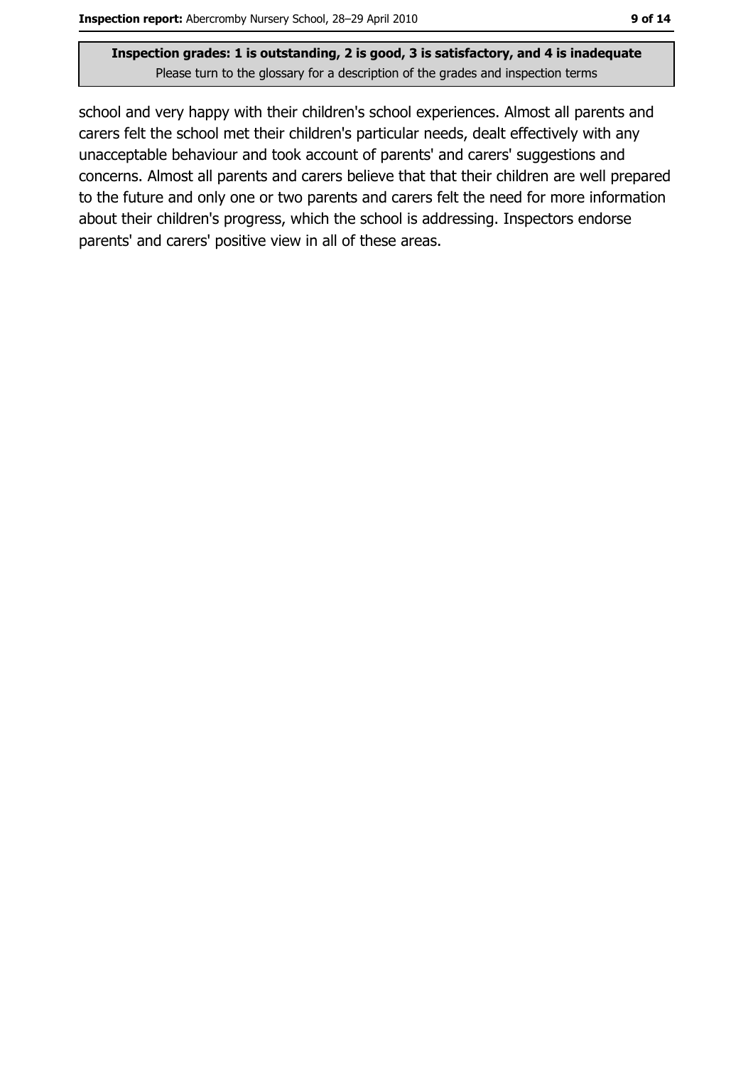school and very happy with their children's school experiences. Almost all parents and carers felt the school met their children's particular needs, dealt effectively with any unacceptable behaviour and took account of parents' and carers' suggestions and concerns. Almost all parents and carers believe that that their children are well prepared to the future and only one or two parents and carers felt the need for more information about their children's progress, which the school is addressing. Inspectors endorse parents' and carers' positive view in all of these areas.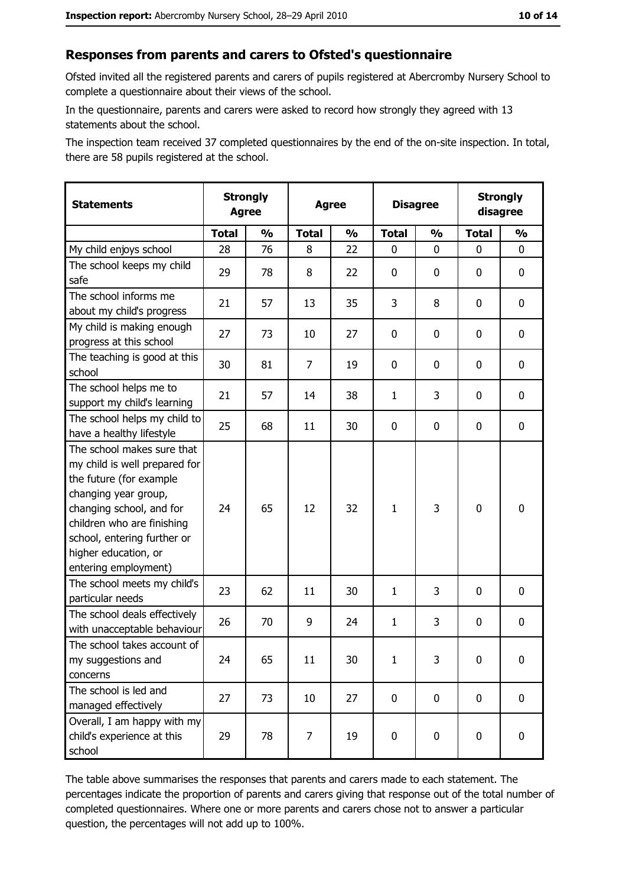## Responses from parents and carers to Ofsted's questionnaire

Ofsted invited all the registered parents and carers of pupils registered at Abercromby Nursery School to complete a questionnaire about their views of the school.

In the questionnaire, parents and carers were asked to record how strongly they agreed with 13 statements about the school.

The inspection team received 37 completed questionnaires by the end of the on-site inspection. In total, there are 58 pupils registered at the school.

| Statements | Strongly Agree | | Agree | | Disagree | | Strongly disagree | |
|---|---|---|---|---|---|---|---|---|
| | Total | % | Total | % | Total | % | Total | % |
| My child enjoys school | 28 | 76 | 8 | 22 | 0 | 0 | 0 | 0 |
| The school keeps my child safe | 29 | 78 | 8 | 22 | 0 | 0 | 0 | 0 |
| The school informs me about my child's progress | 21 | 57 | 13 | 35 | 3 | 8 | 0 | 0 |
| My child is making enough progress at this school | 27 | 73 | 10 | 27 | 0 | 0 | 0 | 0 |
| The teaching is good at this school | 30 | 81 | 7 | 19 | 0 | 0 | 0 | 0 |
| The school helps me to support my child's learning | 21 | 57 | 14 | 38 | 1 | 3 | 0 | 0 |
| The school helps my child to have a healthy lifestyle | 25 | 68 | 11 | 30 | 0 | 0 | 0 | 0 |
| The school makes sure that my child is well prepared for the future (for example changing year group, changing school, and for children who are finishing school, entering further or higher education, or entering employment) | 24 | 65 | 12 | 32 | 1 | 3 | 0 | 0 |
| The school meets my child's particular needs | 23 | 62 | 11 | 30 | 1 | 3 | 0 | 0 |
| The school deals effectively with unacceptable behaviour | 26 | 70 | 9 | 24 | 1 | 3 | 0 | 0 |
| The school takes account of my suggestions and concerns | 24 | 65 | 11 | 30 | 1 | 3 | 0 | 0 |
| The school is led and managed effectively | 27 | 73 | 10 | 27 | 0 | 0 | 0 | 0 |
| Overall, I am happy with my child's experience at this school | 29 | 78 | 7 | 19 | 0 | 0 | 0 | 0 |

The table above summarises the responses that parents and carers made to each statement. The percentages indicate the proportion of parents and carers giving that response out of the total number of completed questionnaires. Where one or more parents and carers chose not to answer a particular question, the percentages will not add up to 100%.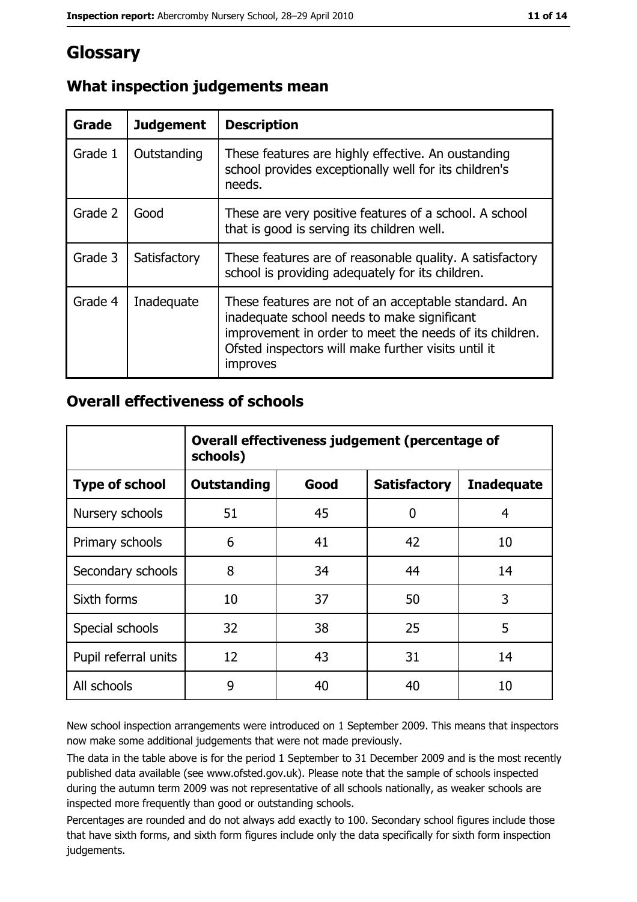# Glossary

## What inspection judgements mean

| Grade | Judgement | Description |
|---|---|---|
| Grade 1 | Outstanding | These features are highly effective. An oustanding school provides exceptionally well for its children's needs. |
| Grade 2 | Good | These are very positive features of a school. A school that is good is serving its children well. |
| Grade 3 | Satisfactory | These features are of reasonable quality. A satisfactory school is providing adequately for its children. |
| Grade 4 | Inadequate | These features are not of an acceptable standard. An inadequate school needs to make significant improvement in order to meet the needs of its children. Ofsted inspectors will make further visits until it improves |

## Overall effectiveness of schools

| | Overall effectiveness judgement (percentage of schools) | | | |
|---|---|---|---|---|
| **Type of school** | **Outstanding** | **Good** | **Satisfactory** | **Inadequate** |
| Nursery schools | 51 | 45 | 0 | 4 |
| Primary schools | 6 | 41 | 42 | 10 |
| Secondary schools | 8 | 34 | 44 | 14 |
| Sixth forms | 10 | 37 | 50 | 3 |
| Special schools | 32 | 38 | 25 | 5 |
| Pupil referral units | 12 | 43 | 31 | 14 |
| All schools | 9 | 40 | 40 | 10 |

New school inspection arrangements were introduced on 1 September 2009. This means that inspectors now make some additional judgements that were not made previously.

The data in the table above is for the period 1 September to 31 December 2009 and is the most recently published data available (see www.ofsted.gov.uk). Please note that the sample of schools inspected during the autumn term 2009 was not representative of all schools nationally, as weaker schools are inspected more frequently than good or outstanding schools.

Percentages are rounded and do not always add exactly to 100. Secondary school figures include those that have sixth forms, and sixth form figures include only the data specifically for sixth form inspection judgements.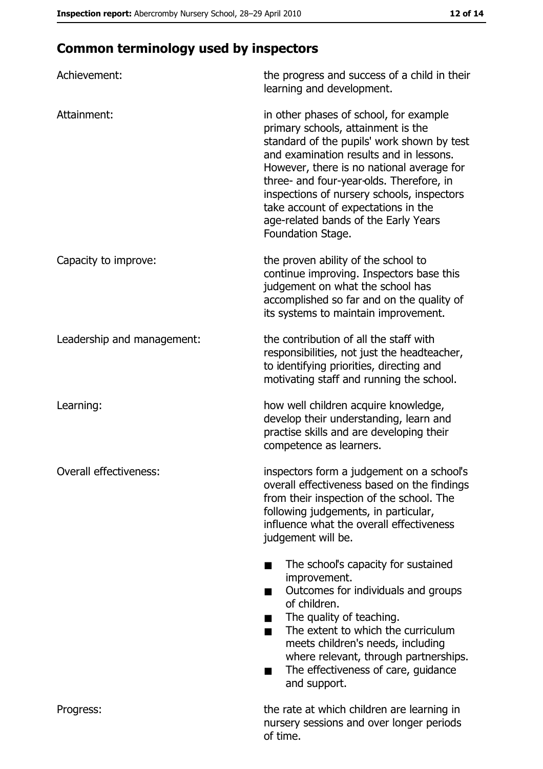## Common terminology used by inspectors

| | |
|---|---|
| Achievement: | the progress and success of a child in their learning and development. |
| Attainment: | in other phases of school, for example primary schools, attainment is the standard of the pupils' work shown by test and examination results and in lessons. However, there is no national average for three- and four-year-olds. Therefore, in inspections of nursery schools, inspectors take account of expectations in the age-related bands of the Early Years Foundation Stage. |
| Capacity to improve: | the proven ability of the school to continue improving. Inspectors base this judgement on what the school has accomplished so far and on the quality of its systems to maintain improvement. |
| Leadership and management: | the contribution of all the staff with responsibilities, not just the headteacher, to identifying priorities, directing and motivating staff and running the school. |
| Learning: | how well children acquire knowledge, develop their understanding, learn and practise skills and are developing their competence as learners. |
| Overall effectiveness: | inspectors form a judgement on a school's overall effectiveness based on the findings from their inspection of the school. The following judgements, in particular, influence what the overall effectiveness judgement will be. <br>■ The school's capacity for sustained improvement. <br>■ Outcomes for individuals and groups of children. <br>■ The quality of teaching. <br>■ The extent to which the curriculum meets children's needs, including where relevant, through partnerships. <br>■ The effectiveness of care, guidance and support. |
| Progress: | the rate at which children are learning in nursery sessions and over longer periods of time. |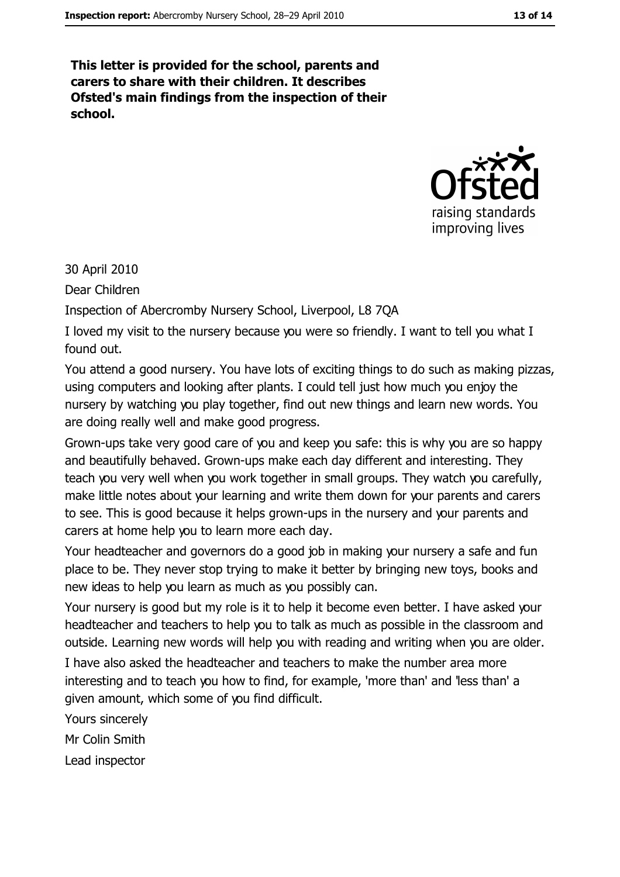**This letter is provided for the school, parents and carers to share with their children. It describes Ofsted's main findings from the inspection of their school.**

30 April 2010

Dear Children

Inspection of Abercromby Nursery School, Liverpool, L8 7QA

I loved my visit to the nursery because you were so friendly. I want to tell you what I found out.

You attend a good nursery. You have lots of exciting things to do such as making pizzas, using computers and looking after plants. I could tell just how much you enjoy the nursery by watching you play together, find out new things and learn new words. You are doing really well and make good progress.

Grown-ups take very good care of you and keep you safe: this is why you are so happy and beautifully behaved. Grown-ups make each day different and interesting. They teach you very well when you work together in small groups. They watch you carefully, make little notes about your learning and write them down for your parents and carers to see. This is good because it helps grown-ups in the nursery and your parents and carers at home help you to learn more each day.

Your headteacher and governors do a good job in making your nursery a safe and fun place to be. They never stop trying to make it better by bringing new toys, books and new ideas to help you learn as much as you possibly can.

Your nursery is good but my role is it to help it become even better. I have asked your headteacher and teachers to help you to talk as much as possible in the classroom and outside. Learning new words will help you with reading and writing when you are older.

I have also asked the headteacher and teachers to make the number area more interesting and to teach you how to find, for example, 'more than' and 'less than' a given amount, which some of you find difficult.

Yours sincerely

Mr Colin Smith

Lead inspector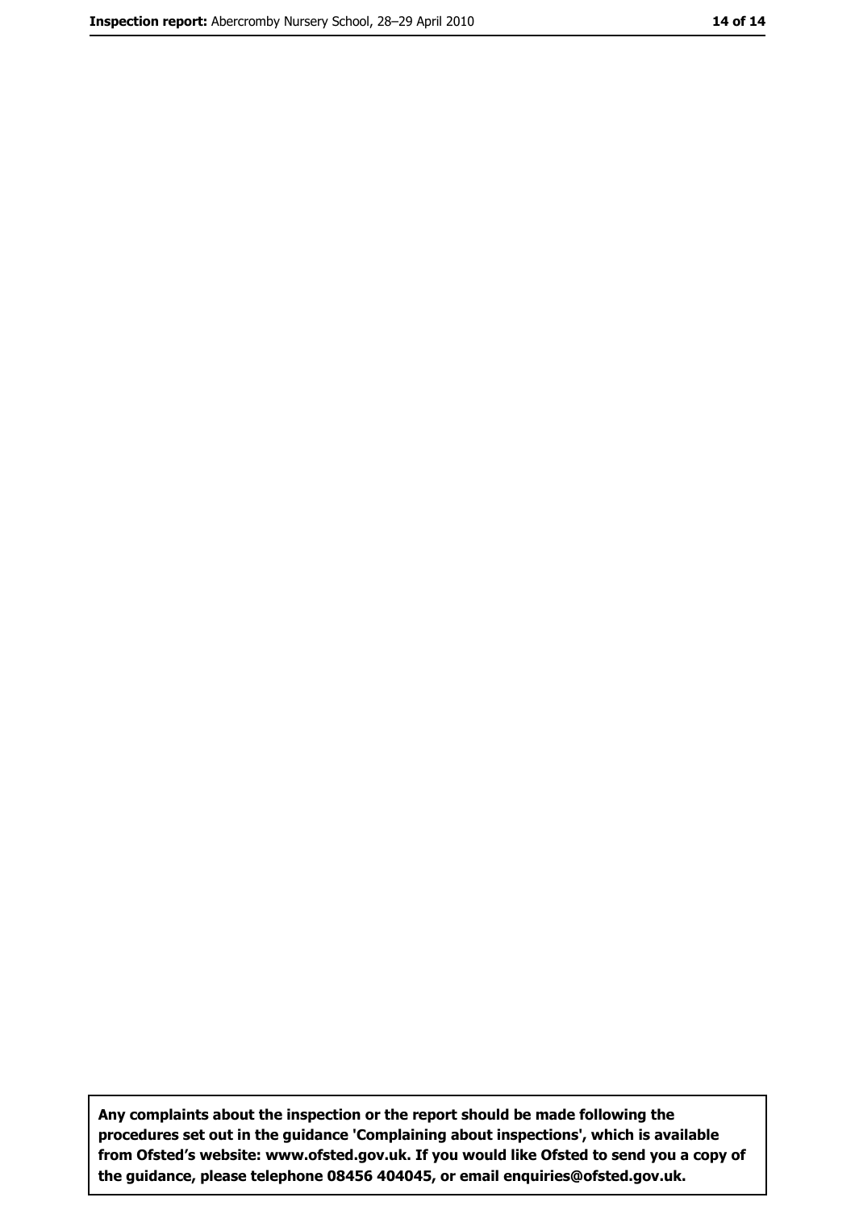**Any complaints about the inspection or the report should be made following the procedures set out in the guidance 'Complaining about inspections', which is available from Ofsted's website: www.ofsted.gov.uk. If you would like Ofsted to send you a copy of the guidance, please telephone 08456 404045, or email enquiries@ofsted.gov.uk.**